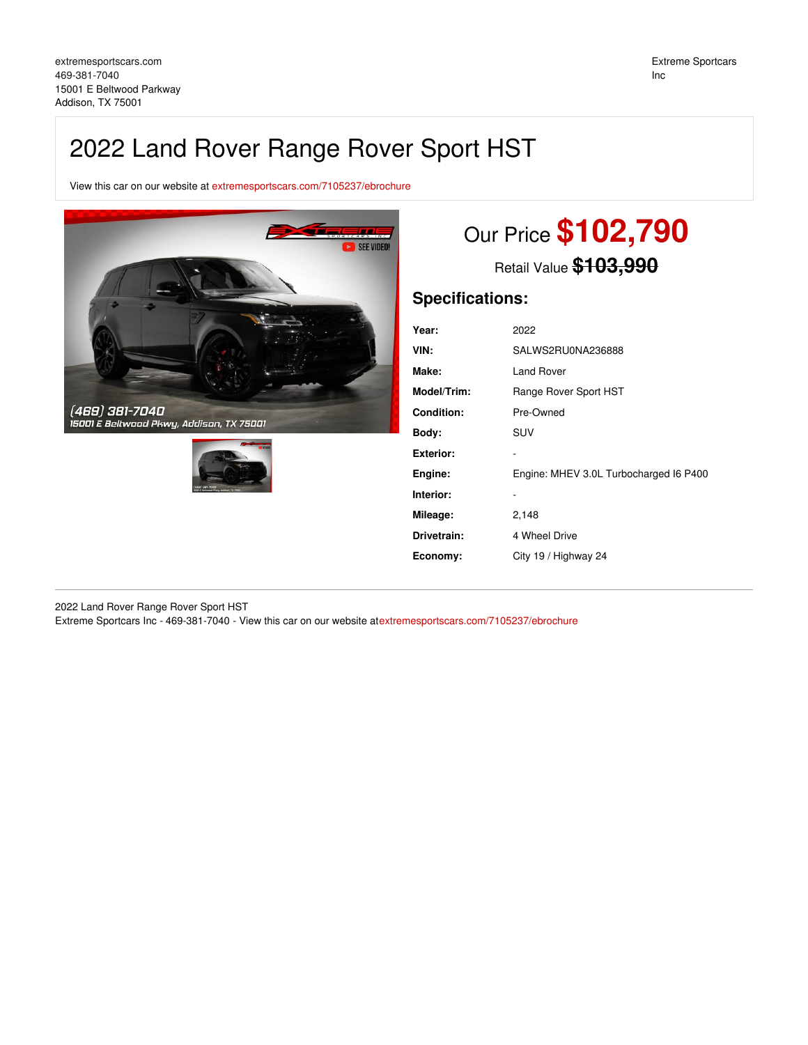extremesportscars.com
469-381-7040
15001 E Beltwood Parkway
Addison, TX 75001

Extreme Sportscars Inc

# 2022 Land Rover Range Rover Sport HST

View this car on our website at extremesportscars.com/7105237/ebrochure

Our Price **$102,790**

Retail Value ~~$103,990~~

## Specifications:

| | |
|---|---|
| **Year:** | 2022 |
| **VIN:** | SALWS2RU0NA236888 |
| **Make:** | Land Rover |
| **Model/Trim:** | Range Rover Sport HST |
| **Condition:** | Pre-Owned |
| **Body:** | SUV |
| **Exterior:** | - |
| **Engine:** | Engine: MHEV 3.0L Turbocharged I6 P400 |
| **Interior:** | - |
| **Mileage:** | 2,148 |
| **Drivetrain:** | 4 Wheel Drive |
| **Economy:** | City 19 / Highway 24 |

2022 Land Rover Range Rover Sport HST
Extreme Sportcars Inc - 469-381-7040 - View this car on our website atextremesportscars.com/7105237/ebrochure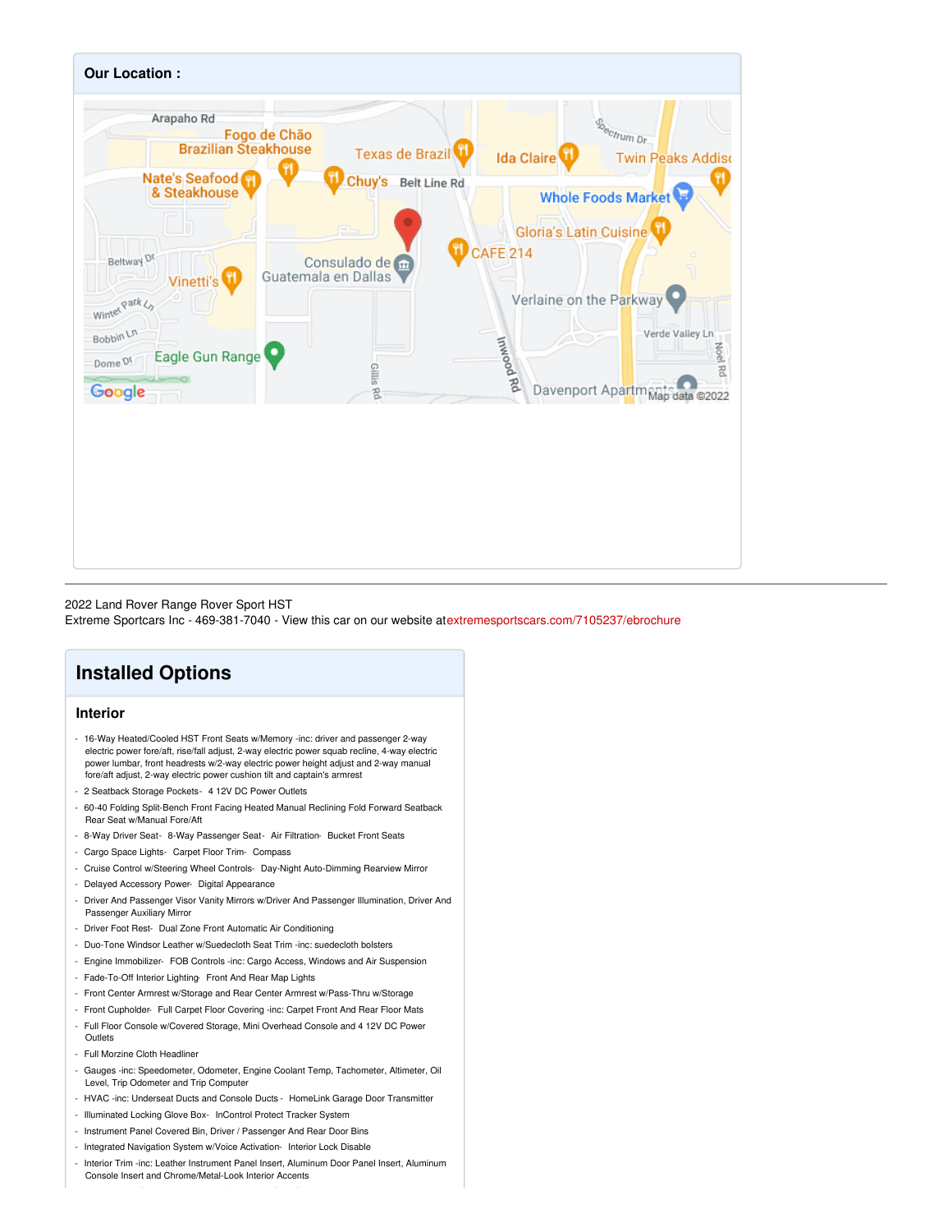## Our Location :

2022 Land Rover Range Rover Sport HST
Extreme Sportcars Inc - 469-381-7040 - View this car on our website at extremesportscars.com/7105237/ebrochure

## Installed Options

### Interior

- 16-Way Heated/Cooled HST Front Seats w/Memory -inc: driver and passenger 2-way electric power fore/aft, rise/fall adjust, 2-way electric power squab recline, 4-way electric power lumbar, front headrests w/2-way electric power height adjust and 2-way manual fore/aft adjust, 2-way electric power cushion tilt and captain's armrest
- 2 Seatback Storage Pockets- 4 12V DC Power Outlets
- 60-40 Folding Split-Bench Front Facing Heated Manual Reclining Fold Forward Seatback Rear Seat w/Manual Fore/Aft
- 8-Way Driver Seat- 8-Way Passenger Seat- Air Filtration- Bucket Front Seats
- Cargo Space Lights- Carpet Floor Trim- Compass
- Cruise Control w/Steering Wheel Controls- Day-Night Auto-Dimming Rearview Mirror
- Delayed Accessory Power- Digital Appearance
- Driver And Passenger Visor Vanity Mirrors w/Driver And Passenger Illumination, Driver And Passenger Auxiliary Mirror
- Driver Foot Rest- Dual Zone Front Automatic Air Conditioning
- Duo-Tone Windsor Leather w/Suedecloth Seat Trim -inc: suedecloth bolsters
- Engine Immobilizer- FOB Controls -inc: Cargo Access, Windows and Air Suspension
- Fade-To-Off Interior Lighting- Front And Rear Map Lights
- Front Center Armrest w/Storage and Rear Center Armrest w/Pass-Thru w/Storage
- Front Cupholder- Full Carpet Floor Covering -inc: Carpet Front And Rear Floor Mats
- Full Floor Console w/Covered Storage, Mini Overhead Console and 4 12V DC Power Outlets
- Full Morzine Cloth Headliner
- Gauges -inc: Speedometer, Odometer, Engine Coolant Temp, Tachometer, Altimeter, Oil Level, Trip Odometer and Trip Computer
- HVAC -inc: Underseat Ducts and Console Ducts - HomeLink Garage Door Transmitter
- Illuminated Locking Glove Box- InControl Protect Tracker System
- Instrument Panel Covered Bin, Driver / Passenger And Rear Door Bins
- Integrated Navigation System w/Voice Activation- Interior Lock Disable
- Interior Trim -inc: Leather Instrument Panel Insert, Aluminum Door Panel Insert, Aluminum Console Insert and Chrome/Metal-Look Interior Accents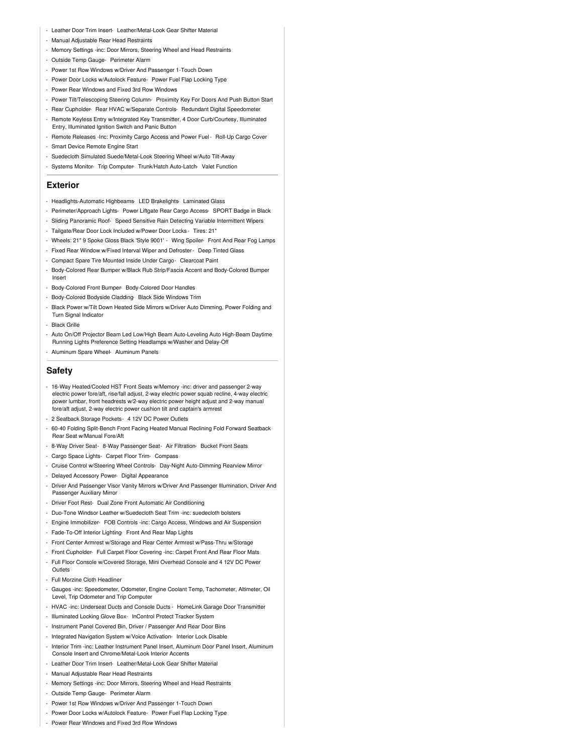- Leather Door Trim Insert- Leather/Metal-Look Gear Shifter Material
- Manual Adjustable Rear Head Restraints
- Memory Settings -inc: Door Mirrors, Steering Wheel and Head Restraints
- Outside Temp Gauge- Perimeter Alarm
- Power 1st Row Windows w/Driver And Passenger 1-Touch Down
- Power Door Locks w/Autolock Feature- Power Fuel Flap Locking Type
- Power Rear Windows and Fixed 3rd Row Windows
- Power Tilt/Telescoping Steering Column- Proximity Key For Doors And Push Button Start
- Rear Cupholder- Rear HVAC w/Separate Controls- Redundant Digital Speedometer
- Remote Keyless Entry w/Integrated Key Transmitter, 4 Door Curb/Courtesy, Illuminated Entry, Illuminated Ignition Switch and Panic Button
- Remote Releases -Inc: Proximity Cargo Access and Power Fuel - Roll-Up Cargo Cover
- Smart Device Remote Engine Start
- Suedecloth Simulated Suede/Metal-Look Steering Wheel w/Auto Tilt-Away
- Systems Monitor- Trip Computer- Trunk/Hatch Auto-Latch- Valet Function

## Exterior

- Headlights-Automatic Highbeams- LED Brakelights- Laminated Glass
- Perimeter/Approach Lights- Power Liftgate Rear Cargo Access- SPORT Badge in Black
- Sliding Panoramic Roof- Speed Sensitive Rain Detecting Variable Intermittent Wipers
- Tailgate/Rear Door Lock Included w/Power Door Locks - Tires: 21"
- Wheels: 21" 9 Spoke Gloss Black 'Style 9001' - Wing Spoiler- Front And Rear Fog Lamps
- Fixed Rear Window w/Fixed Interval Wiper and Defroster - Deep Tinted Glass
- Compact Spare Tire Mounted Inside Under Cargo - Clearcoat Paint
- Body-Colored Rear Bumper w/Black Rub Strip/Fascia Accent and Body-Colored Bumper Insert
- Body-Colored Front Bumper- Body-Colored Door Handles
- Body-Colored Bodyside Cladding- Black Side Windows Trim
- Black Power w/Tilt Down Heated Side Mirrors w/Driver Auto Dimming, Power Folding and Turn Signal Indicator
- Black Grille
- Auto On/Off Projector Beam Led Low/High Beam Auto-Leveling Auto High-Beam Daytime Running Lights Preference Setting Headlamps w/Washer and Delay-Off
- Aluminum Spare Wheel- Aluminum Panels

## Safety

- 16-Way Heated/Cooled HST Front Seats w/Memory -inc: driver and passenger 2-way electric power fore/aft, rise/fall adjust, 2-way electric power squab recline, 4-way electric power lumbar, front headrests w/2-way electric power height adjust and 2-way manual fore/aft adjust, 2-way electric power cushion tilt and captain's armrest
- 2 Seatback Storage Pockets- 4 12V DC Power Outlets
- 60-40 Folding Split-Bench Front Facing Heated Manual Reclining Fold Forward Seatback Rear Seat w/Manual Fore/Aft
- 8-Way Driver Seat- 8-Way Passenger Seat- Air Filtration- Bucket Front Seats
- Cargo Space Lights- Carpet Floor Trim- Compass
- Cruise Control w/Steering Wheel Controls- Day-Night Auto-Dimming Rearview Mirror
- Delayed Accessory Power- Digital Appearance
- Driver And Passenger Visor Vanity Mirrors w/Driver And Passenger Illumination, Driver And Passenger Auxiliary Mirror
- Driver Foot Rest- Dual Zone Front Automatic Air Conditioning
- Duo-Tone Windsor Leather w/Suedecloth Seat Trim -inc: suedecloth bolsters
- Engine Immobilizer- FOB Controls -inc: Cargo Access, Windows and Air Suspension
- Fade-To-Off Interior Lighting- Front And Rear Map Lights
- Front Center Armrest w/Storage and Rear Center Armrest w/Pass-Thru w/Storage
- Front Cupholder- Full Carpet Floor Covering -inc: Carpet Front And Rear Floor Mats
- Full Floor Console w/Covered Storage, Mini Overhead Console and 4 12V DC Power Outlets
- Full Morzine Cloth Headliner
- Gauges -inc: Speedometer, Odometer, Engine Coolant Temp, Tachometer, Altimeter, Oil Level, Trip Odometer and Trip Computer
- HVAC -inc: Underseat Ducts and Console Ducts - HomeLink Garage Door Transmitter
- Illuminated Locking Glove Box- InControl Protect Tracker System
- Instrument Panel Covered Bin, Driver / Passenger And Rear Door Bins
- Integrated Navigation System w/Voice Activation- Interior Lock Disable
- Interior Trim -inc: Leather Instrument Panel Insert, Aluminum Door Panel Insert, Aluminum Console Insert and Chrome/Metal-Look Interior Accents
- Leather Door Trim Insert- Leather/Metal-Look Gear Shifter Material
- Manual Adjustable Rear Head Restraints
- Memory Settings -inc: Door Mirrors, Steering Wheel and Head Restraints
- Outside Temp Gauge- Perimeter Alarm
- Power 1st Row Windows w/Driver And Passenger 1-Touch Down
- Power Door Locks w/Autolock Feature- Power Fuel Flap Locking Type
- Power Rear Windows and Fixed 3rd Row Windows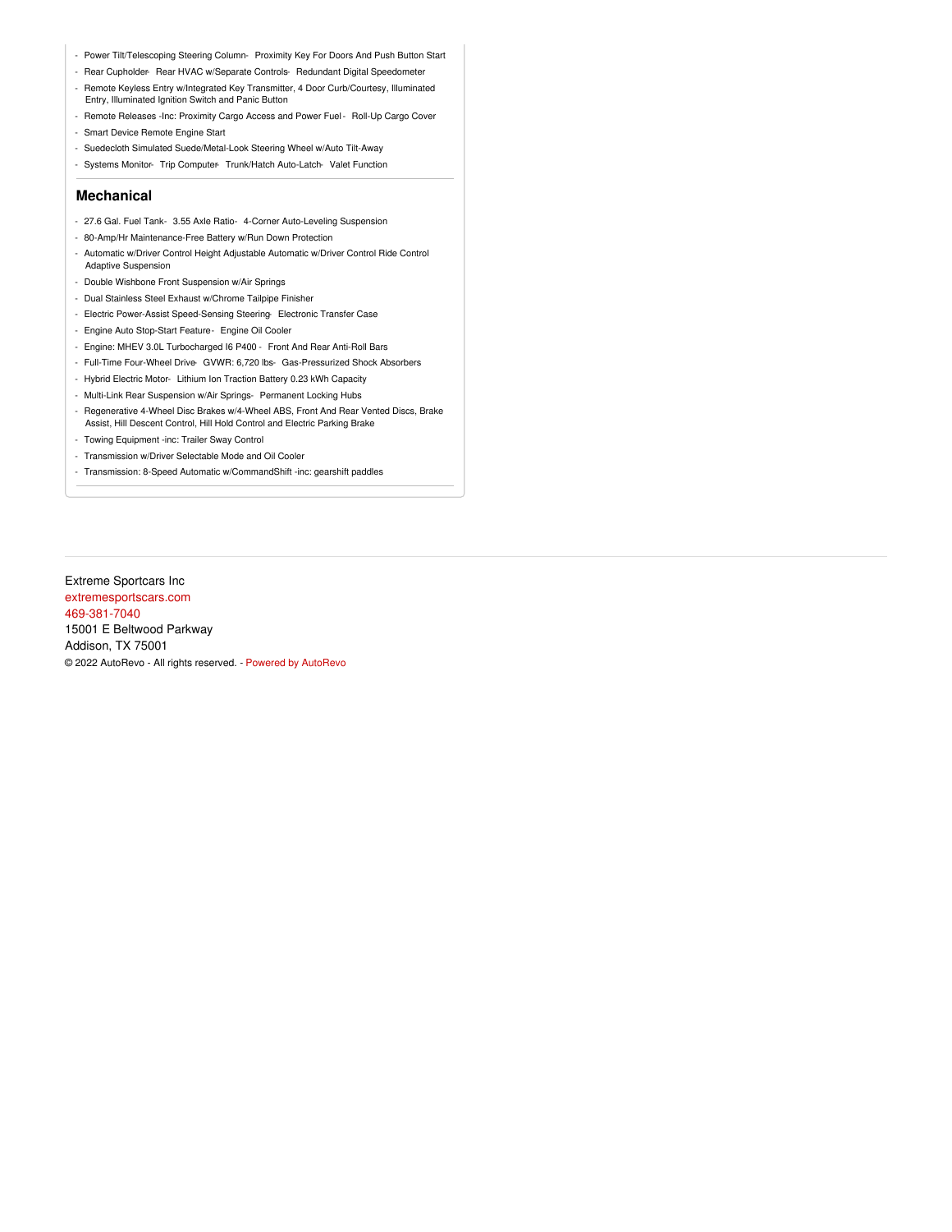- Power Tilt/Telescoping Steering Column- Proximity Key For Doors And Push Button Start
- Rear Cupholder- Rear HVAC w/Separate Controls- Redundant Digital Speedometer
- Remote Keyless Entry w/Integrated Key Transmitter, 4 Door Curb/Courtesy, Illuminated Entry, Illuminated Ignition Switch and Panic Button
- Remote Releases -Inc: Proximity Cargo Access and Power Fuel - Roll-Up Cargo Cover
- Smart Device Remote Engine Start
- Suedecloth Simulated Suede/Metal-Look Steering Wheel w/Auto Tilt-Away
- Systems Monitor- Trip Computer- Trunk/Hatch Auto-Latch- Valet Function

## Mechanical

- 27.6 Gal. Fuel Tank- 3.55 Axle Ratio- 4-Corner Auto-Leveling Suspension
- 80-Amp/Hr Maintenance-Free Battery w/Run Down Protection
- Automatic w/Driver Control Height Adjustable Automatic w/Driver Control Ride Control Adaptive Suspension
- Double Wishbone Front Suspension w/Air Springs
- Dual Stainless Steel Exhaust w/Chrome Tailpipe Finisher
- Electric Power-Assist Speed-Sensing Steering- Electronic Transfer Case
- Engine Auto Stop-Start Feature - Engine Oil Cooler
- Engine: MHEV 3.0L Turbocharged I6 P400 - Front And Rear Anti-Roll Bars
- Full-Time Four-Wheel Drive- GVWR: 6,720 lbs- Gas-Pressurized Shock Absorbers
- Hybrid Electric Motor- Lithium Ion Traction Battery 0.23 kWh Capacity
- Multi-Link Rear Suspension w/Air Springs- Permanent Locking Hubs
- Regenerative 4-Wheel Disc Brakes w/4-Wheel ABS, Front And Rear Vented Discs, Brake Assist, Hill Descent Control, Hill Hold Control and Electric Parking Brake
- Towing Equipment -inc: Trailer Sway Control
- Transmission w/Driver Selectable Mode and Oil Cooler
- Transmission: 8-Speed Automatic w/CommandShift -inc: gearshift paddles

Extreme Sportscars Inc
extremesportscars.com
469-381-7040
15001 E Beltwood Parkway
Addison, TX 75001
© 2022 AutoRevo - All rights reserved. - Powered by AutoRevo